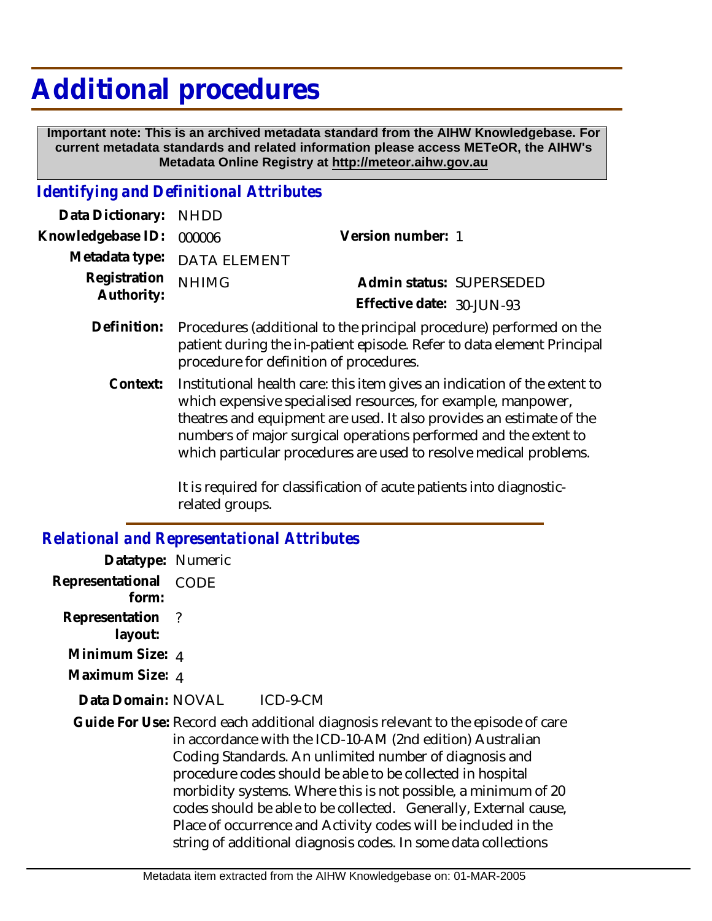# Additional procedures

**Important note: This is an archived metadata standard from the AIHW Knowledgebase. For current metadata standards and related information please access METeOR, the AIHW's Metadata Online Registry at http://meteor.aihw.gov.au**

## *Identifying and Definitional Attributes*

**Data Dictionary:** NHDD

**Knowledgebase ID:** 000006

**Version number:** 1

**Metadata type:** DATA ELEMENT

**Registration Authority:** NHIMG

**Admin status:** SUPERSEDED

**Effective date:** 30-JUN-93

**Definition:** Procedures (additional to the principal procedure) performed on the patient during the in-patient episode. Refer to data element Principal procedure for definition of procedures.

**Context:** Institutional health care: this item gives an indication of the extent to which expensive specialised resources, for example, manpower, theatres and equipment are used. It also provides an estimate of the numbers of major surgical operations performed and the extent to which particular procedures are used to resolve medical problems.

It is required for classification of acute patients into diagnostic-related groups.

## *Relational and Representational Attributes*

**Datatype:** Numeric

**Representational form:** CODE

**Representation layout:** ?

**Minimum Size:** 4

**Maximum Size:** 4

**Data Domain:** NOVAL ICD-9-CM

**Guide For Use:** Record each additional diagnosis relevant to the episode of care in accordance with the ICD-10-AM (2nd edition) Australian Coding Standards. An unlimited number of diagnosis and procedure codes should be able to be collected in hospital morbidity systems. Where this is not possible, a minimum of 20 codes should be able to be collected. Generally, External cause, Place of occurrence and Activity codes will be included in the string of additional diagnosis codes. In some data collections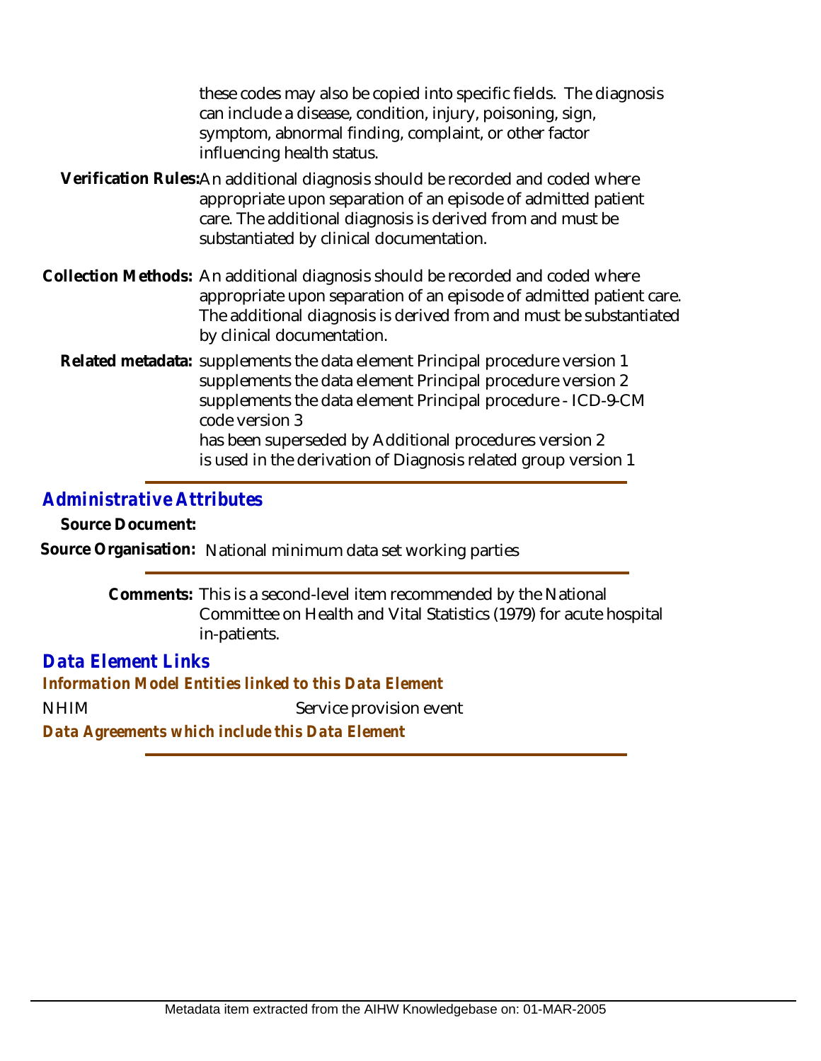these codes may also be copied into specific fields. The diagnosis can include a disease, condition, injury, poisoning, sign, symptom, abnormal finding, complaint, or other factor influencing health status.

**Verification Rules:** An additional diagnosis should be recorded and coded where appropriate upon separation of an episode of admitted patient care. The additional diagnosis is derived from and must be substantiated by clinical documentation.

**Collection Methods:** An additional diagnosis should be recorded and coded where appropriate upon separation of an episode of admitted patient care. The additional diagnosis is derived from and must be substantiated by clinical documentation.

**Related metadata:** supplements the data element Principal procedure version 1
supplements the data element Principal procedure version 2
supplements the data element Principal procedure - ICD-9-CM code version 3
has been superseded by Additional procedures version 2
is used in the derivation of Diagnosis related group version 1

## *Administrative Attributes*

**Source Document:**

**Source Organisation:** National minimum data set working parties

**Comments:** This is a second-level item recommended by the National Committee on Health and Vital Statistics (1979) for acute hospital in-patients.

## *Data Element Links*

### *Information Model Entities linked to this Data Element*

NHIM — Service provision event

### *Data Agreements which include this Data Element*